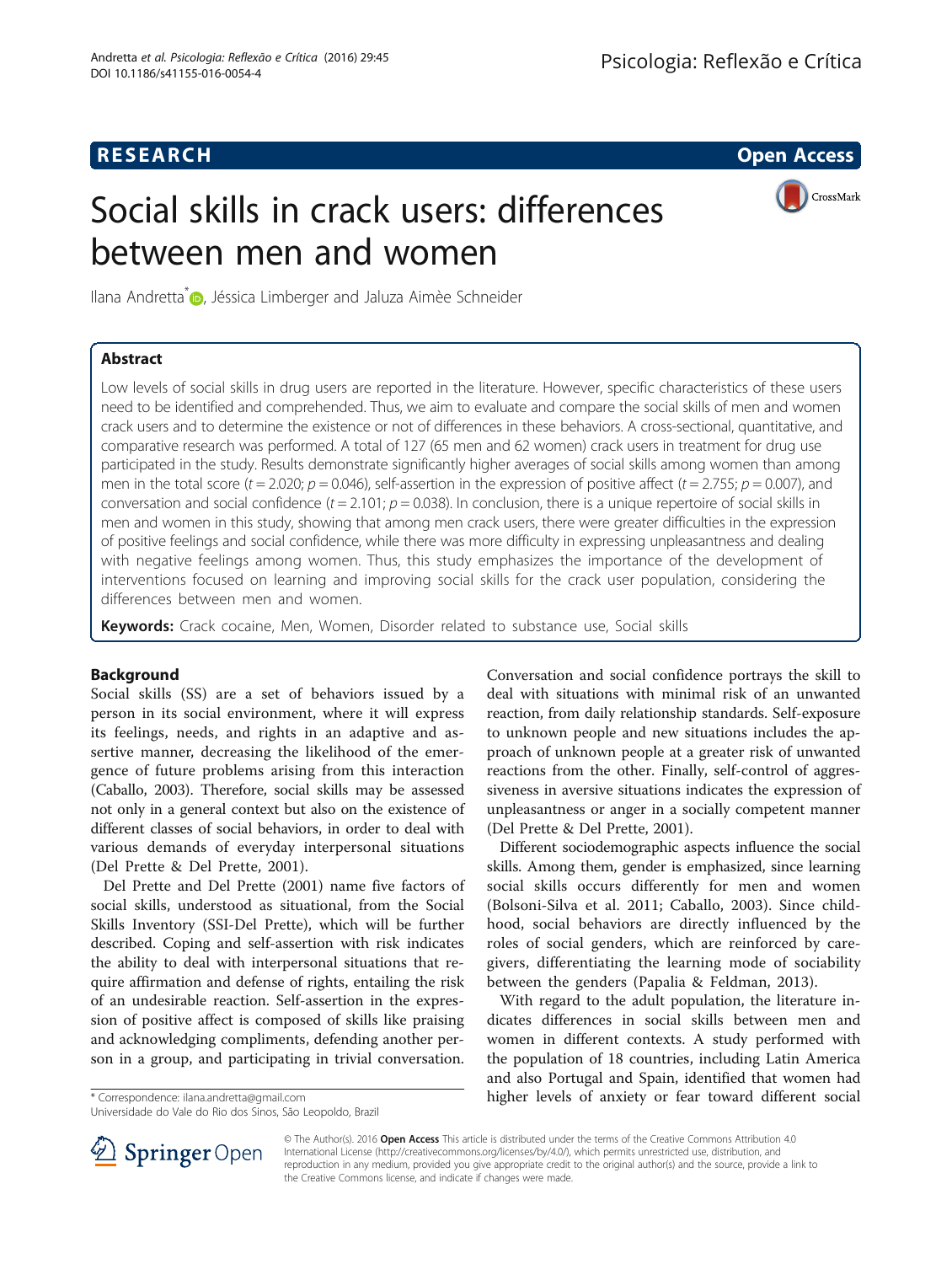**RESEARCH** **Open Access**

# Social skills in crack users: differences between men and women

Ilana Andretta*, Jéssica Limberger and Jaluza Aimèe Schneider

## Abstract

Low levels of social skills in drug users are reported in the literature. However, specific characteristics of these users need to be identified and comprehended. Thus, we aim to evaluate and compare the social skills of men and women crack users and to determine the existence or not of differences in these behaviors. A cross-sectional, quantitative, and comparative research was performed. A total of 127 (65 men and 62 women) crack users in treatment for drug use participated in the study. Results demonstrate significantly higher averages of social skills among women than among men in the total score ($t = 2.020$; $p = 0.046$), self-assertion in the expression of positive affect ($t = 2.755$; $p = 0.007$), and conversation and social confidence ($t = 2.101$; $p = 0.038$). In conclusion, there is a unique repertoire of social skills in men and women in this study, showing that among men crack users, there were greater difficulties in the expression of positive feelings and social confidence, while there was more difficulty in expressing unpleasantness and dealing with negative feelings among women. Thus, this study emphasizes the importance of the development of interventions focused on learning and improving social skills for the crack user population, considering the differences between men and women.

**Keywords:** Crack cocaine, Men, Women, Disorder related to substance use, Social skills

## Background

Social skills (SS) are a set of behaviors issued by a person in its social environment, where it will express its feelings, needs, and rights in an adaptive and assertive manner, decreasing the likelihood of the emergence of future problems arising from this interaction (Caballo, 2003). Therefore, social skills may be assessed not only in a general context but also on the existence of different classes of social behaviors, in order to deal with various demands of everyday interpersonal situations (Del Prette & Del Prette, 2001).

Del Prette and Del Prette (2001) name five factors of social skills, understood as situational, from the Social Skills Inventory (SSI-Del Prette), which will be further described. Coping and self-assertion with risk indicates the ability to deal with interpersonal situations that require affirmation and defense of rights, entailing the risk of an undesirable reaction. Self-assertion in the expression of positive affect is composed of skills like praising and acknowledging compliments, defending another person in a group, and participating in trivial conversation. Conversation and social confidence portrays the skill to deal with situations with minimal risk of an unwanted reaction, from daily relationship standards. Self-exposure to unknown people and new situations includes the approach of unknown people at a greater risk of unwanted reactions from the other. Finally, self-control of aggressiveness in aversive situations indicates the expression of unpleasantness or anger in a socially competent manner (Del Prette & Del Prette, 2001).

Different sociodemographic aspects influence the social skills. Among them, gender is emphasized, since learning social skills occurs differently for men and women (Bolsoni-Silva et al. 2011; Caballo, 2003). Since childhood, social behaviors are directly influenced by the roles of social genders, which are reinforced by caregivers, differentiating the learning mode of sociability between the genders (Papalia & Feldman, 2013).

With regard to the adult population, the literature indicates differences in social skills between men and women in different contexts. A study performed with the population of 18 countries, including Latin America and also Portugal and Spain, identified that women had higher levels of anxiety or fear toward different social

\* Correspondence: ilana.andretta@gmail.com
Universidade do Vale do Rio dos Sinos, São Leopoldo, Brazil

© The Author(s). 2016 **Open Access** This article is distributed under the terms of the Creative Commons Attribution 4.0 International License (http://creativecommons.org/licenses/by/4.0/), which permits unrestricted use, distribution, and reproduction in any medium, provided you give appropriate credit to the original author(s) and the source, provide a link to the Creative Commons license, and indicate if changes were made.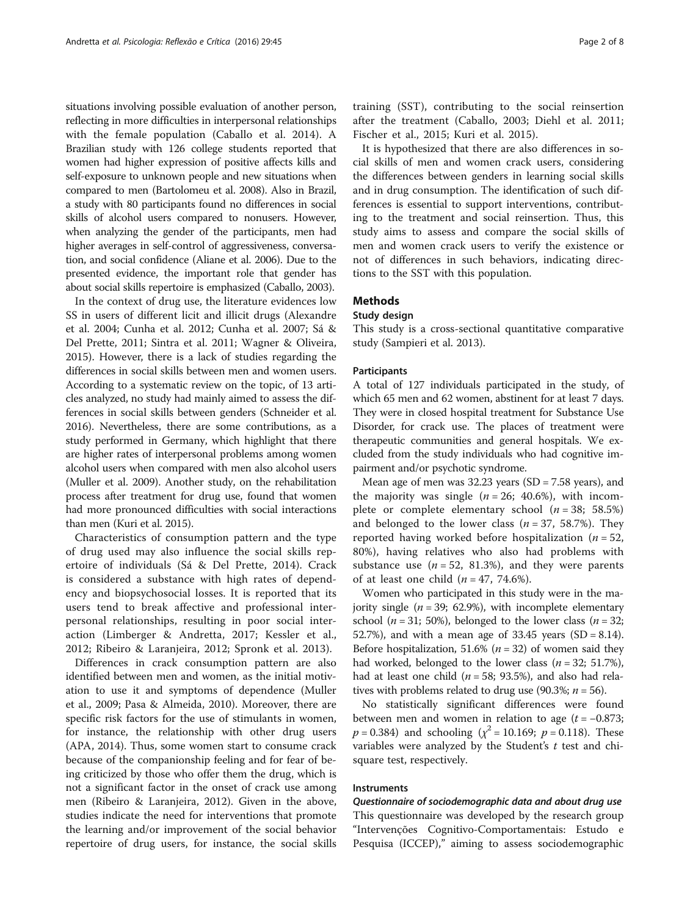situations involving possible evaluation of another person, reflecting in more difficulties in interpersonal relationships with the female population (Caballo et al. 2014). A Brazilian study with 126 college students reported that women had higher expression of positive affects kills and self-exposure to unknown people and new situations when compared to men (Bartolomeu et al. 2008). Also in Brazil, a study with 80 participants found no differences in social skills of alcohol users compared to nonusers. However, when analyzing the gender of the participants, men had higher averages in self-control of aggressiveness, conversation, and social confidence (Aliane et al. 2006). Due to the presented evidence, the important role that gender has about social skills repertoire is emphasized (Caballo, 2003).

In the context of drug use, the literature evidences low SS in users of different licit and illicit drugs (Alexandre et al. 2004; Cunha et al. 2012; Cunha et al. 2007; Sá & Del Prette, 2011; Sintra et al. 2011; Wagner & Oliveira, 2015). However, there is a lack of studies regarding the differences in social skills between men and women users. According to a systematic review on the topic, of 13 articles analyzed, no study had mainly aimed to assess the differences in social skills between genders (Schneider et al. 2016). Nevertheless, there are some contributions, as a study performed in Germany, which highlight that there are higher rates of interpersonal problems among women alcohol users when compared with men also alcohol users (Muller et al. 2009). Another study, on the rehabilitation process after treatment for drug use, found that women had more pronounced difficulties with social interactions than men (Kuri et al. 2015).

Characteristics of consumption pattern and the type of drug used may also influence the social skills repertoire of individuals (Sá & Del Prette, 2014). Crack is considered a substance with high rates of dependency and biopsychosocial losses. It is reported that its users tend to break affective and professional interpersonal relationships, resulting in poor social interaction (Limberger & Andretta, 2017; Kessler et al., 2012; Ribeiro & Laranjeira, 2012; Spronk et al. 2013).

Differences in crack consumption pattern are also identified between men and women, as the initial motivation to use it and symptoms of dependence (Muller et al., 2009; Pasa & Almeida, 2010). Moreover, there are specific risk factors for the use of stimulants in women, for instance, the relationship with other drug users (APA, 2014). Thus, some women start to consume crack because of the companionship feeling and for fear of being criticized by those who offer them the drug, which is not a significant factor in the onset of crack use among men (Ribeiro & Laranjeira, 2012). Given in the above, studies indicate the need for interventions that promote the learning and/or improvement of the social behavior repertoire of drug users, for instance, the social skills training (SST), contributing to the social reinsertion after the treatment (Caballo, 2003; Diehl et al. 2011; Fischer et al., 2015; Kuri et al. 2015).

It is hypothesized that there are also differences in social skills of men and women crack users, considering the differences between genders in learning social skills and in drug consumption. The identification of such differences is essential to support interventions, contributing to the treatment and social reinsertion. Thus, this study aims to assess and compare the social skills of men and women crack users to verify the existence or not of differences in such behaviors, indicating directions to the SST with this population.

## Methods

### Study design

This study is a cross-sectional quantitative comparative study (Sampieri et al. 2013).

#### Participants

A total of 127 individuals participated in the study, of which 65 men and 62 women, abstinent for at least 7 days. They were in closed hospital treatment for Substance Use Disorder, for crack use. The places of treatment were therapeutic communities and general hospitals. We excluded from the study individuals who had cognitive impairment and/or psychotic syndrome.

Mean age of men was 32.23 years (SD = 7.58 years), and the majority was single ($n = 26$; 40.6%), with incomplete or complete elementary school ($n = 38$; 58.5%) and belonged to the lower class ($n = 37$, 58.7%). They reported having worked before hospitalization ($n = 52$, 80%), having relatives who also had problems with substance use ($n = 52$, 81.3%), and they were parents of at least one child ($n = 47$, 74.6%).

Women who participated in this study were in the majority single ($n = 39$; 62.9%), with incomplete elementary school ($n = 31$; 50%), belonged to the lower class ($n = 32$; 52.7%), and with a mean age of 33.45 years (SD = 8.14). Before hospitalization, 51.6% ($n = 32$) of women said they had worked, belonged to the lower class ($n = 32$; 51.7%), had at least one child ($n = 58$; 93.5%), and also had relatives with problems related to drug use (90.3%; $n = 56$).

No statistically significant differences were found between men and women in relation to age ($t = -0.873$; $p = 0.384$) and schooling ($\chi^2 = 10.169$; $p = 0.118$). These variables were analyzed by the Student's $t$ test and chi-square test, respectively.

#### Instruments

***Questionnaire of sociodemographic data and about drug use***

This questionnaire was developed by the research group "Intervenções Cognitivo-Comportamentais: Estudo e Pesquisa (ICCEP)," aiming to assess sociodemographic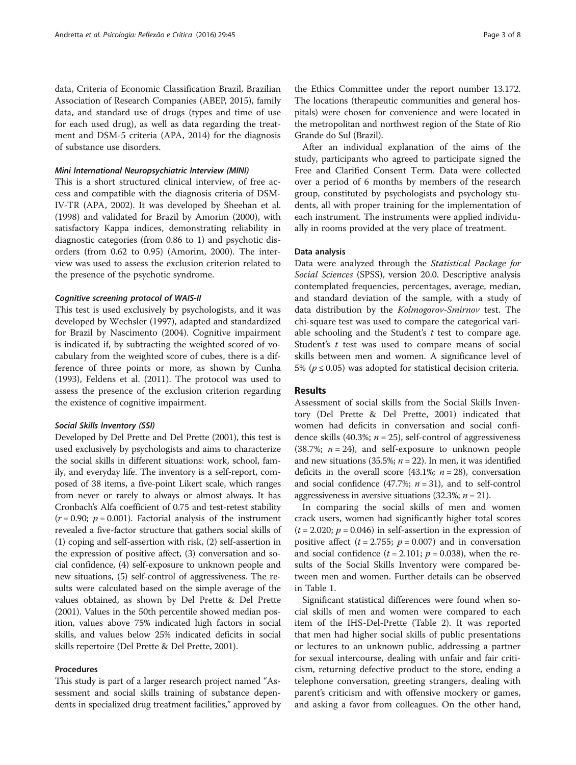data, Criteria of Economic Classification Brazil, Brazilian Association of Research Companies (ABEP, 2015), family data, and standard use of drugs (types and time of use for each used drug), as well as data regarding the treatment and DSM-5 criteria (APA, 2014) for the diagnosis of substance use disorders.

#### *Mini International Neuropsychiatric Interview (MINI)*

This is a short structured clinical interview, of free access and compatible with the diagnosis criteria of DSM-IV-TR (APA, 2002). It was developed by Sheehan et al. (1998) and validated for Brazil by Amorim (2000), with satisfactory Kappa indices, demonstrating reliability in diagnostic categories (from 0.86 to 1) and psychotic disorders (from 0.62 to 0.95) (Amorim, 2000). The interview was used to assess the exclusion criterion related to the presence of the psychotic syndrome.

#### *Cognitive screening protocol of WAIS-II*

This test is used exclusively by psychologists, and it was developed by Wechsler (1997), adapted and standardized for Brazil by Nascimento (2004). Cognitive impairment is indicated if, by subtracting the weighted scored of vocabulary from the weighted score of cubes, there is a difference of three points or more, as shown by Cunha (1993), Feldens et al. (2011). The protocol was used to assess the presence of the exclusion criterion regarding the existence of cognitive impairment.

#### *Social Skills Inventory (SSI)*

Developed by Del Prette and Del Prette (2001), this test is used exclusively by psychologists and aims to characterize the social skills in different situations: work, school, family, and everyday life. The inventory is a self-report, composed of 38 items, a five-point Likert scale, which ranges from never or rarely to always or almost always. It has Cronbach's Alfa coefficient of 0.75 and test-retest stability ($r = 0.90$; $p = 0.001$). Factorial analysis of the instrument revealed a five-factor structure that gathers social skills of (1) coping and self-assertion with risk, (2) self-assertion in the expression of positive affect, (3) conversation and social confidence, (4) self-exposure to unknown people and new situations, (5) self-control of aggressiveness. The results were calculated based on the simple average of the values obtained, as shown by Del Prette & Del Prette (2001). Values in the 50th percentile showed median position, values above 75% indicated high factors in social skills, and values below 25% indicated deficits in social skills repertoire (Del Prette & Del Prette, 2001).

### Procedures

This study is part of a larger research project named "Assessment and social skills training of substance dependents in specialized drug treatment facilities," approved by the Ethics Committee under the report number 13.172. The locations (therapeutic communities and general hospitals) were chosen for convenience and were located in the metropolitan and northwest region of the State of Rio Grande do Sul (Brazil).

After an individual explanation of the aims of the study, participants who agreed to participate signed the Free and Clarified Consent Term. Data were collected over a period of 6 months by members of the research group, constituted by psychologists and psychology students, all with proper training for the implementation of each instrument. The instruments were applied individually in rooms provided at the very place of treatment.

### Data analysis

Data were analyzed through the *Statistical Package for Social Sciences* (SPSS), version 20.0. Descriptive analysis contemplated frequencies, percentages, average, median, and standard deviation of the sample, with a study of data distribution by the *Kolmogorov-Smirnov* test. The chi-square test was used to compare the categorical variable schooling and the Student's $t$ test to compare age. Student's $t$ test was used to compare means of social skills between men and women. A significance level of 5% ($p \leq 0.05$) was adopted for statistical decision criteria.

## Results

Assessment of social skills from the Social Skills Inventory (Del Prette & Del Prette, 2001) indicated that women had deficits in conversation and social confidence skills (40.3%; $n = 25$), self-control of aggressiveness (38.7%; $n = 24$), and self-exposure to unknown people and new situations (35.5%; $n = 22$). In men, it was identified deficits in the overall score (43.1%; $n = 28$), conversation and social confidence (47.7%; $n = 31$), and to self-control aggressiveness in aversive situations (32.3%; $n = 21$).

In comparing the social skills of men and women crack users, women had significantly higher total scores ($t = 2.020$; $p = 0.046$) in self-assertion in the expression of positive affect ($t = 2.755$; $p = 0.007$) and in conversation and social confidence ($t = 2.101$; $p = 0.038$), when the results of the Social Skills Inventory were compared between men and women. Further details can be observed in Table 1.

Significant statistical differences were found when social skills of men and women were compared to each item of the IHS-Del-Prette (Table 2). It was reported that men had higher social skills of public presentations or lectures to an unknown public, addressing a partner for sexual intercourse, dealing with unfair and fair criticism, returning defective product to the store, ending a telephone conversation, greeting strangers, dealing with parent's criticism and with offensive mockery or games, and asking a favor from colleagues. On the other hand,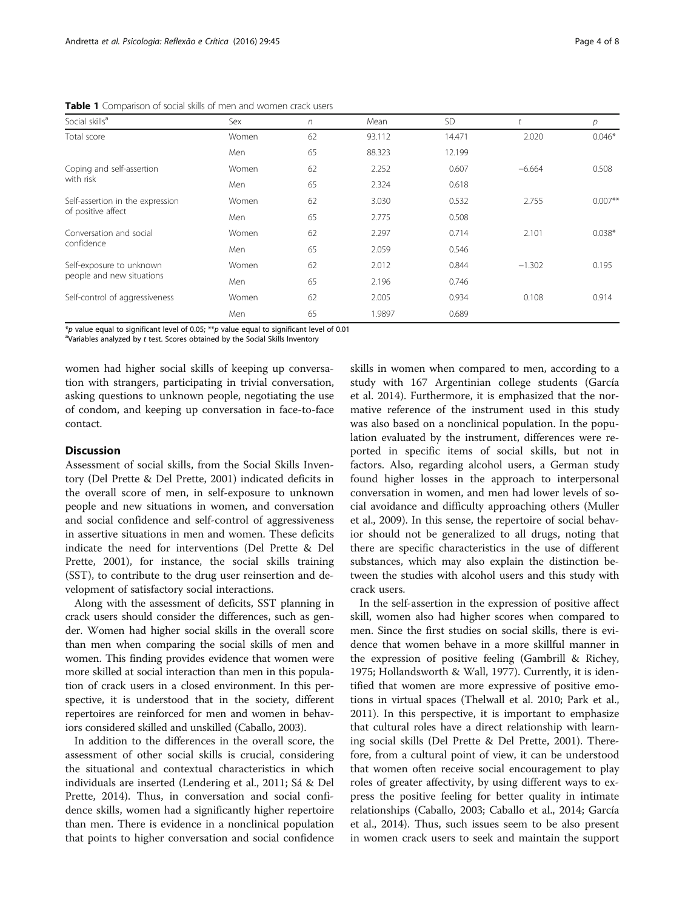**Table 1** Comparison of social skills of men and women crack users

| Social skills[a] | Sex | $n$ | Mean | SD | $t$ | $p$ |
|---|---|---|---|---|---|---|
| Total score | Women | 62 | 93.112 | 14.471 | 2.020 | 0.046* |
| | Men | 65 | 88.323 | 12.199 | | |
| Coping and self-assertion with risk | Women | 62 | 2.252 | 0.607 | −6.664 | 0.508 |
| | Men | 65 | 2.324 | 0.618 | | |
| Self-assertion in the expression of positive affect | Women | 62 | 3.030 | 0.532 | 2.755 | 0.007** |
| | Men | 65 | 2.775 | 0.508 | | |
| Conversation and social confidence | Women | 62 | 2.297 | 0.714 | 2.101 | 0.038* |
| | Men | 65 | 2.059 | 0.546 | | |
| Self-exposure to unknown people and new situations | Women | 62 | 2.012 | 0.844 | −1.302 | 0.195 |
| | Men | 65 | 2.196 | 0.746 | | |
| Self-control of aggressiveness | Women | 62 | 2.005 | 0.934 | 0.108 | 0.914 |
| | Men | 65 | 1.9897 | 0.689 | | |

*$p$ value equal to significant level of 0.05; **$p$ value equal to significant level of 0.01
[a]Variables analyzed by $t$ test. Scores obtained by the Social Skills Inventory

women had higher social skills of keeping up conversation with strangers, participating in trivial conversation, asking questions to unknown people, negotiating the use of condom, and keeping up conversation in face-to-face contact.

## Discussion

Assessment of social skills, from the Social Skills Inventory (Del Prette & Del Prette, 2001) indicated deficits in the overall score of men, in self-exposure to unknown people and new situations in women, and conversation and social confidence and self-control of aggressiveness in assertive situations in men and women. These deficits indicate the need for interventions (Del Prette & Del Prette, 2001), for instance, the social skills training (SST), to contribute to the drug user reinsertion and development of satisfactory social interactions.

Along with the assessment of deficits, SST planning in crack users should consider the differences, such as gender. Women had higher social skills in the overall score than men when comparing the social skills of men and women. This finding provides evidence that women were more skilled at social interaction than men in this population of crack users in a closed environment. In this perspective, it is understood that in the society, different repertoires are reinforced for men and women in behaviors considered skilled and unskilled (Caballo, 2003).

In addition to the differences in the overall score, the assessment of other social skills is crucial, considering the situational and contextual characteristics in which individuals are inserted (Lendering et al., 2011; Sá & Del Prette, 2014). Thus, in conversation and social confidence skills, women had a significantly higher repertoire than men. There is evidence in a nonclinical population that points to higher conversation and social confidence skills in women when compared to men, according to a study with 167 Argentinian college students (García et al. 2014). Furthermore, it is emphasized that the normative reference of the instrument used in this study was also based on a nonclinical population. In the population evaluated by the instrument, differences were reported in specific items of social skills, but not in factors. Also, regarding alcohol users, a German study found higher losses in the approach to interpersonal conversation in women, and men had lower levels of social avoidance and difficulty approaching others (Muller et al., 2009). In this sense, the repertoire of social behavior should not be generalized to all drugs, noting that there are specific characteristics in the use of different substances, which may also explain the distinction between the studies with alcohol users and this study with crack users.

In the self-assertion in the expression of positive affect skill, women also had higher scores when compared to men. Since the first studies on social skills, there is evidence that women behave in a more skillful manner in the expression of positive feeling (Gambrill & Richey, 1975; Hollandsworth & Wall, 1977). Currently, it is identified that women are more expressive of positive emotions in virtual spaces (Thelwall et al. 2010; Park et al., 2011). In this perspective, it is important to emphasize that cultural roles have a direct relationship with learning social skills (Del Prette & Del Prette, 2001). Therefore, from a cultural point of view, it can be understood that women often receive social encouragement to play roles of greater affectivity, by using different ways to express the positive feeling for better quality in intimate relationships (Caballo, 2003; Caballo et al., 2014; García et al., 2014). Thus, such issues seem to be also present in women crack users to seek and maintain the support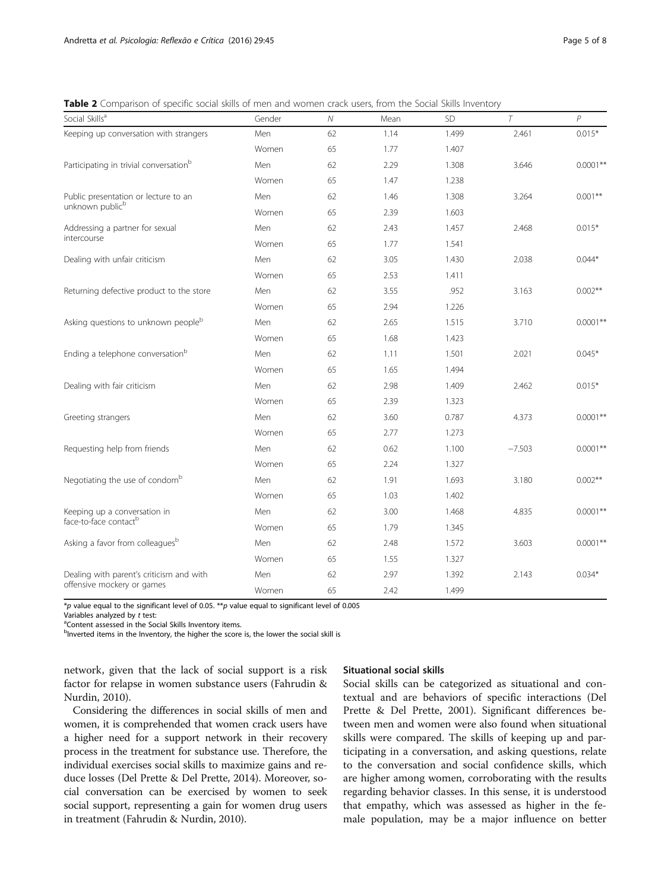**Table 2** Comparison of specific social skills of men and women crack users, from the Social Skills Inventory

| Social Skills[a] | Gender | N | Mean | SD | T | P |
|---|---|---|---|---|---|---|
| Keeping up conversation with strangers | Men | 62 | 1.14 | 1.499 | 2.461 | 0.015* |
| | Women | 65 | 1.77 | 1.407 | | |
| Participating in trivial conversation[b] | Men | 62 | 2.29 | 1.308 | 3.646 | 0.0001** |
| | Women | 65 | 1.47 | 1.238 | | |
| Public presentation or lecture to an unknown public[b] | Men | 62 | 1.46 | 1.308 | 3.264 | 0.001** |
| | Women | 65 | 2.39 | 1.603 | | |
| Addressing a partner for sexual intercourse | Men | 62 | 2.43 | 1.457 | 2.468 | 0.015* |
| | Women | 65 | 1.77 | 1.541 | | |
| Dealing with unfair criticism | Men | 62 | 3.05 | 1.430 | 2.038 | 0.044* |
| | Women | 65 | 2.53 | 1.411 | | |
| Returning defective product to the store | Men | 62 | 3.55 | .952 | 3.163 | 0.002** |
| | Women | 65 | 2.94 | 1.226 | | |
| Asking questions to unknown people[b] | Men | 62 | 2.65 | 1.515 | 3.710 | 0.0001** |
| | Women | 65 | 1.68 | 1.423 | | |
| Ending a telephone conversation[b] | Men | 62 | 1.11 | 1.501 | 2.021 | 0.045* |
| | Women | 65 | 1.65 | 1.494 | | |
| Dealing with fair criticism | Men | 62 | 2.98 | 1.409 | 2.462 | 0.015* |
| | Women | 65 | 2.39 | 1.323 | | |
| Greeting strangers | Men | 62 | 3.60 | 0.787 | 4.373 | 0.0001** |
| | Women | 65 | 2.77 | 1.273 | | |
| Requesting help from friends | Men | 62 | 0.62 | 1.100 | −7.503 | 0.0001** |
| | Women | 65 | 2.24 | 1.327 | | |
| Negotiating the use of condom[b] | Men | 62 | 1.91 | 1.693 | 3.180 | 0.002** |
| | Women | 65 | 1.03 | 1.402 | | |
| Keeping up a conversation in face-to-face contact[b] | Men | 62 | 3.00 | 1.468 | 4.835 | 0.0001** |
| | Women | 65 | 1.79 | 1.345 | | |
| Asking a favor from colleagues[b] | Men | 62 | 2.48 | 1.572 | 3.603 | 0.0001** |
| | Women | 65 | 1.55 | 1.327 | | |
| Dealing with parent's criticism and with offensive mockery or games | Men | 62 | 2.97 | 1.392 | 2.143 | 0.034* |
| | Women | 65 | 2.42 | 1.499 | | |

*$p$ value equal to the significant level of 0.05. **$p$ value equal to significant level of 0.005

Variables analyzed by $t$ test:

[a]Content assessed in the Social Skills Inventory items.

[b]Inverted items in the Inventory, the higher the score is, the lower the social skill is

network, given that the lack of social support is a risk factor for relapse in women substance users (Fahrudin & Nurdin, 2010).

Considering the differences in social skills of men and women, it is comprehended that women crack users have a higher need for a support network in their recovery process in the treatment for substance use. Therefore, the individual exercises social skills to maximize gains and reduce losses (Del Prette & Del Prette, 2014). Moreover, social conversation can be exercised by women to seek social support, representing a gain for women drug users in treatment (Fahrudin & Nurdin, 2010).

### Situational social skills

Social skills can be categorized as situational and contextual and are behaviors of specific interactions (Del Prette & Del Prette, 2001). Significant differences between men and women were also found when situational skills were compared. The skills of keeping up and participating in a conversation, and asking questions, relate to the conversation and social confidence skills, which are higher among women, corroborating with the results regarding behavior classes. In this sense, it is understood that empathy, which was assessed as higher in the female population, may be a major influence on better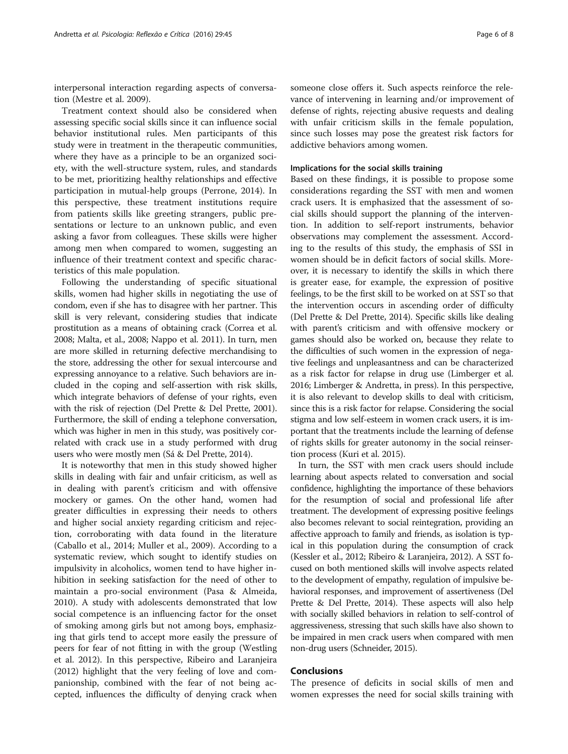interpersonal interaction regarding aspects of conversation (Mestre et al. 2009).

Treatment context should also be considered when assessing specific social skills since it can influence social behavior institutional rules. Men participants of this study were in treatment in the therapeutic communities, where they have as a principle to be an organized society, with the well-structure system, rules, and standards to be met, prioritizing healthy relationships and effective participation in mutual-help groups (Perrone, 2014). In this perspective, these treatment institutions require from patients skills like greeting strangers, public presentations or lecture to an unknown public, and even asking a favor from colleagues. These skills were higher among men when compared to women, suggesting an influence of their treatment context and specific characteristics of this male population.

Following the understanding of specific situational skills, women had higher skills in negotiating the use of condom, even if she has to disagree with her partner. This skill is very relevant, considering studies that indicate prostitution as a means of obtaining crack (Correa et al. 2008; Malta, et al., 2008; Nappo et al. 2011). In turn, men are more skilled in returning defective merchandising to the store, addressing the other for sexual intercourse and expressing annoyance to a relative. Such behaviors are included in the coping and self-assertion with risk skills, which integrate behaviors of defense of your rights, even with the risk of rejection (Del Prette & Del Prette, 2001). Furthermore, the skill of ending a telephone conversation, which was higher in men in this study, was positively correlated with crack use in a study performed with drug users who were mostly men (Sá & Del Prette, 2014).

It is noteworthy that men in this study showed higher skills in dealing with fair and unfair criticism, as well as in dealing with parent's criticism and with offensive mockery or games. On the other hand, women had greater difficulties in expressing their needs to others and higher social anxiety regarding criticism and rejection, corroborating with data found in the literature (Caballo et al., 2014; Muller et al., 2009). According to a systematic review, which sought to identify studies on impulsivity in alcoholics, women tend to have higher inhibition in seeking satisfaction for the need of other to maintain a pro-social environment (Pasa & Almeida, 2010). A study with adolescents demonstrated that low social competence is an influencing factor for the onset of smoking among girls but not among boys, emphasizing that girls tend to accept more easily the pressure of peers for fear of not fitting in with the group (Westling et al. 2012). In this perspective, Ribeiro and Laranjeira (2012) highlight that the very feeling of love and companionship, combined with the fear of not being accepted, influences the difficulty of denying crack when someone close offers it. Such aspects reinforce the relevance of intervening in learning and/or improvement of defense of rights, rejecting abusive requests and dealing with unfair criticism skills in the female population, since such losses may pose the greatest risk factors for addictive behaviors among women.

### Implications for the social skills training

Based on these findings, it is possible to propose some considerations regarding the SST with men and women crack users. It is emphasized that the assessment of social skills should support the planning of the intervention. In addition to self-report instruments, behavior observations may complement the assessment. According to the results of this study, the emphasis of SSI in women should be in deficit factors of social skills. Moreover, it is necessary to identify the skills in which there is greater ease, for example, the expression of positive feelings, to be the first skill to be worked on at SST so that the intervention occurs in ascending order of difficulty (Del Prette & Del Prette, 2014). Specific skills like dealing with parent's criticism and with offensive mockery or games should also be worked on, because they relate to the difficulties of such women in the expression of negative feelings and unpleasantness and can be characterized as a risk factor for relapse in drug use (Limberger et al. 2016; Limberger & Andretta, in press). In this perspective, it is also relevant to develop skills to deal with criticism, since this is a risk factor for relapse. Considering the social stigma and low self-esteem in women crack users, it is important that the treatments include the learning of defense of rights skills for greater autonomy in the social reinsertion process (Kuri et al. 2015).

In turn, the SST with men crack users should include learning about aspects related to conversation and social confidence, highlighting the importance of these behaviors for the resumption of social and professional life after treatment. The development of expressing positive feelings also becomes relevant to social reintegration, providing an affective approach to family and friends, as isolation is typical in this population during the consumption of crack (Kessler et al., 2012; Ribeiro & Laranjeira, 2012). A SST focused on both mentioned skills will involve aspects related to the development of empathy, regulation of impulsive behavioral responses, and improvement of assertiveness (Del Prette & Del Prette, 2014). These aspects will also help with socially skilled behaviors in relation to self-control of aggressiveness, stressing that such skills have also shown to be impaired in men crack users when compared with men non-drug users (Schneider, 2015).

## Conclusions

The presence of deficits in social skills of men and women expresses the need for social skills training with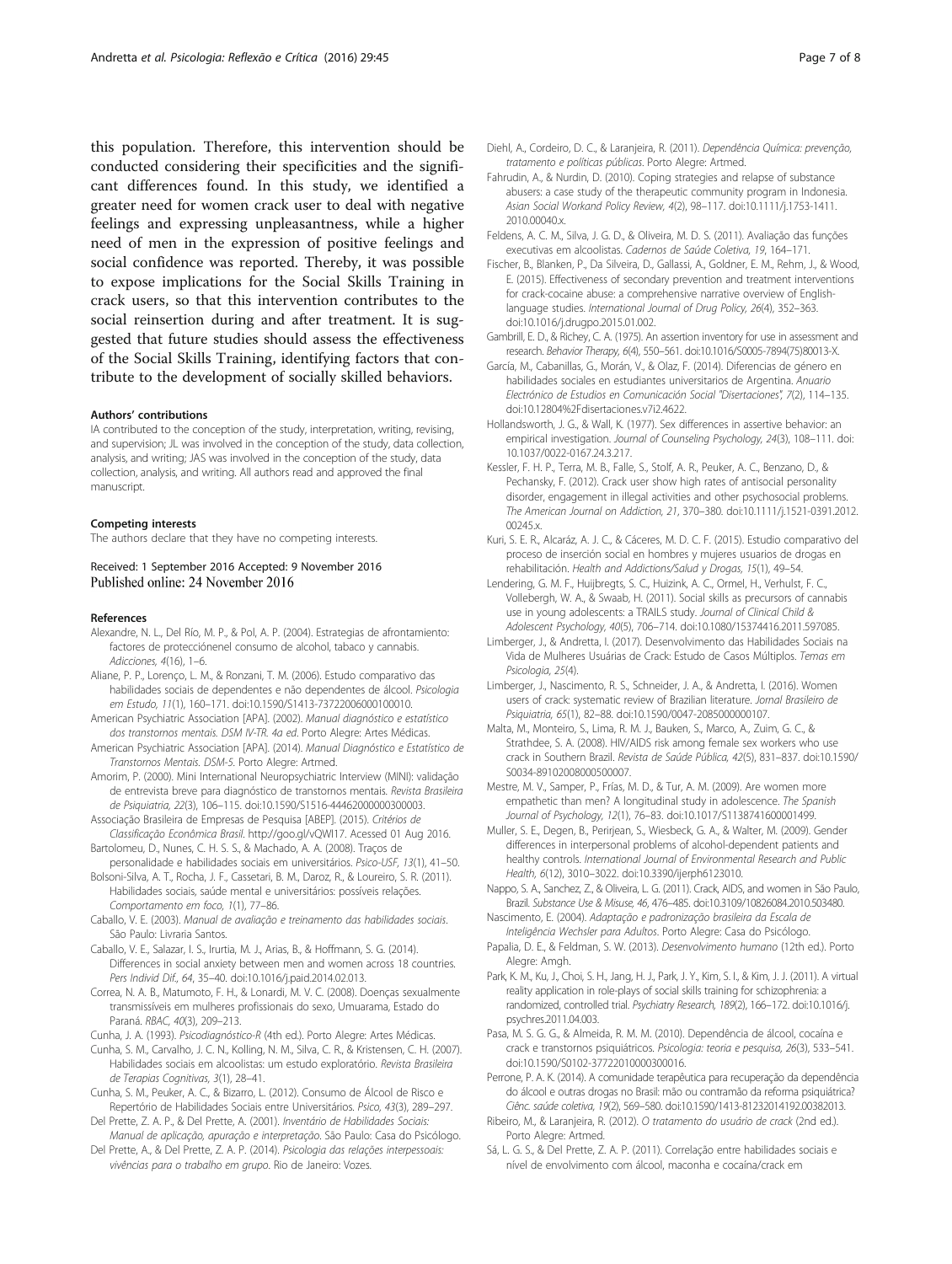this population. Therefore, this intervention should be conducted considering their specificities and the significant differences found. In this study, we identified a greater need for women crack user to deal with negative feelings and expressing unpleasantness, while a higher need of men in the expression of positive feelings and social confidence was reported. Thereby, it was possible to expose implications for the Social Skills Training in crack users, so that this intervention contributes to the social reinsertion during and after treatment. It is suggested that future studies should assess the effectiveness of the Social Skills Training, identifying factors that contribute to the development of socially skilled behaviors.

#### Authors' contributions

IA contributed to the conception of the study, interpretation, writing, revising, and supervision; JL was involved in the conception of the study, data collection, analysis, and writing; JAS was involved in the conception of the study, data collection, analysis, and writing. All authors read and approved the final manuscript.

#### Competing interests

The authors declare that they have no competing interests.

Received: 1 September 2016 Accepted: 9 November 2016
Published online: 24 November 2016

#### References

Alexandre, N. L., Del Río, M. P., & Pol, A. P. (2004). Estrategias de afrontamiento: factores de protecciónenel consumo de alcohol, tabaco y cannabis. *Adicciones, 4*(16), 1–6.

Aliane, P. P., Lorenço, L. M., & Ronzani, T. M. (2006). Estudo comparativo das habilidades sociais de dependentes e não dependentes de álcool. *Psicologia em Estudo, 11*(1), 160–171. doi:10.1590/S1413-73722006000100010.

American Psychiatric Association [APA]. (2002). *Manual diagnóstico e estatístico dos transtornos mentais. DSM IV-TR. 4a ed*. Porto Alegre: Artes Médicas.

American Psychiatric Association [APA]. (2014). *Manual Diagnóstico e Estatístico de Transtornos Mentais. DSM-5*. Porto Alegre: Artmed.

Amorim, P. (2000). Mini International Neuropsychiatric Interview (MINI): validação de entrevista breve para diagnóstico de transtornos mentais. *Revista Brasileira de Psiquiatria, 22*(3), 106–115. doi:10.1590/S1516-44462000000300003.

Associação Brasileira de Empresas de Pesquisa [ABEP]. (2015). *Critérios de Classificação Econômica Brasil*. http://goo.gl/vQWI17. Acessed 01 Aug 2016.

Bartolomeu, D., Nunes, C. H. S. S., & Machado, A. A. (2008). Traços de personalidade e habilidades sociais em universitários. *Psico-USF, 13*(1), 41–50.

Bolsoni-Silva, A. T., Rocha, J. F., Cassetari, B. M., Daroz, R., & Loureiro, S. R. (2011). Habilidades sociais, saúde mental e universitários: possíveis relações. *Comportamento em foco, 1*(1), 77–86.

Caballo, V. E. (2003). *Manual de avaliação e treinamento das habilidades sociais*. São Paulo: Livraria Santos.

Caballo, V. E., Salazar, I. S., Irurtia, M. J., Arias, B., & Hoffmann, S. G. (2014). Differences in social anxiety between men and women across 18 countries. *Pers Individ Dif., 64*, 35–40. doi:10.1016/j.paid.2014.02.013.

Correa, N. A. B., Matumoto, F. H., & Lonardi, M. V. C. (2008). Doenças sexualmente transmissíveis em mulheres profissionais do sexo, Umuarama, Estado do Paraná. *RBAC, 40*(3), 209–213.

Cunha, J. A. (1993). *Psicodiagnóstico-R* (4th ed.). Porto Alegre: Artes Médicas.

Cunha, S. M., Carvalho, J. C. N., Kolling, N. M., Silva, C. R., & Kristensen, C. H. (2007). Habilidades sociais em alcoolistas: um estudo exploratório. *Revista Brasileira de Terapias Cognitivas, 3*(1), 28–41.

Cunha, S. M., Peuker, A. C., & Bizarro, L. (2012). Consumo de Álcool de Risco e Repertório de Habilidades Sociais entre Universitários. *Psico, 43*(3), 289–297.

Del Prette, Z. A. P., & Del Prette, A. (2001). *Inventário de Habilidades Sociais: Manual de aplicação, apuração e interpretação*. São Paulo: Casa do Psicólogo.

Del Prette, A., & Del Prette, Z. A. P. (2014). *Psicologia das relações interpessoais: vivências para o trabalho em grupo*. Rio de Janeiro: Vozes.

Diehl, A., Cordeiro, D. C., & Laranjeira, R. (2011). *Dependência Química: prevenção, tratamento e políticas públicas*. Porto Alegre: Artmed.

Fahrudin, A., & Nurdin, D. (2010). Coping strategies and relapse of substance abusers: a case study of the therapeutic community program in Indonesia. *Asian Social Workand Policy Review, 4*(2), 98–117. doi:10.1111/j.1753-1411.2010.00040.x.

Feldens, A. C. M., Silva, J. G. D., & Oliveira, M. D. S. (2011). Avaliação das funções executivas em alcoolistas. *Cadernos de Saúde Coletiva, 19*, 164–171.

Fischer, B., Blanken, P., Da Silveira, D., Gallassi, A., Goldner, E. M., Rehm, J., & Wood, E. (2015). Effectiveness of secondary prevention and treatment interventions for crack-cocaine abuse: a comprehensive narrative overview of English-language studies. *International Journal of Drug Policy, 26*(4), 352–363. doi:10.1016/j.drugpo.2015.01.002.

Gambrill, E. D., & Richey, C. A. (1975). An assertion inventory for use in assessment and research. *Behavior Therapy, 6*(4), 550–561. doi:10.1016/S0005-7894(75)80013-X.

García, M., Cabanillas, G., Morán, V., & Olaz, F. (2014). Diferencias de género en habilidades sociales en estudiantes universitarios de Argentina. *Anuario Electrónico de Estudios en Comunicación Social "Disertaciones", 7*(2), 114–135. doi:10.12804%2Fdisertaciones.v7i2.4622.

Hollandsworth, J. G., & Wall, K. (1977). Sex differences in assertive behavior: an empirical investigation. *Journal of Counseling Psychology, 24*(3), 108–111. doi: 10.1037/0022-0167.24.3.217.

Kessler, F. H. P., Terra, M. B., Falle, S., Stolf, A. R., Peuker, A. C., Benzano, D., & Pechansky, F. (2012). Crack user show high rates of antisocial personality disorder, engagement in illegal activities and other psychosocial problems. *The American Journal on Addiction, 21*, 370–380. doi:10.1111/j.1521-0391.2012.00245.x.

Kuri, S. E. R., Alcaráz, A. J. C., & Cáceres, M. D. C. F. (2015). Estudio comparativo del proceso de inserción social en hombres y mujeres usuarios de drogas en rehabilitación. *Health and Addictions/Salud y Drogas, 15*(1), 49–54.

Lendering, G. M. F., Huijbregts, S. C., Huizink, A. C., Ormel, H., Verhulst, F. C., Vollebergh, W. A., & Swaab, H. (2011). Social skills as precursors of cannabis use in young adolescents: a TRAILS study. *Journal of Clinical Child & Adolescent Psychology, 40*(5), 706–714. doi:10.1080/15374416.2011.597085.

Limberger, J., & Andretta, I. (2017). Desenvolvimento das Habilidades Sociais na Vida de Mulheres Usuárias de Crack: Estudo de Casos Múltiplos. *Temas em Psicologia, 25*(4).

Limberger, J., Nascimento, R. S., Schneider, J. A., & Andretta, I. (2016). Women users of crack: systematic review of Brazilian literature. *Jornal Brasileiro de Psiquiatria, 65*(1), 82–88. doi:10.1590/0047-2085000000107.

Malta, M., Monteiro, S., Lima, R. M. J., Bauken, S., Marco, A., Zuim, G. C., & Strathdee, S. A. (2008). HIV/AIDS risk among female sex workers who use crack in Southern Brazil. *Revista de Saúde Pública, 42*(5), 831–837. doi:10.1590/S0034-89102008000500007.

Mestre, M. V., Samper, P., Frías, M. D., & Tur, A. M. (2009). Are women more empathetic than men? A longitudinal study in adolescence. *The Spanish Journal of Psychology, 12*(1), 76–83. doi:10.1017/S1138741600001499.

Muller, S. E., Degen, B., Perirjean, S., Wiesbeck, G. A., & Walter, M. (2009). Gender differences in interpersonal problems of alcohol-dependent patients and healthy controls. *International Journal of Environmental Research and Public Health, 6*(12), 3010–3022. doi:10.3390/ijerph6123010.

Nappo, S. A., Sanchez, Z., & Oliveira, L. G. (2011). Crack, AIDS, and women in São Paulo, Brazil. *Substance Use & Misuse, 46*, 476–485. doi:10.3109/10826084.2010.503480.

Nascimento, E. (2004). *Adaptação e padronização brasileira da Escala de Inteligência Wechsler para Adultos*. Porto Alegre: Casa do Psicólogo.

Papalia, D. E., & Feldman, S. W. (2013). *Desenvolvimento humano* (12th ed.). Porto Alegre: Amgh.

Park, K. M., Ku, J., Choi, S. H., Jang, H. J., Park, J. Y., Kim, S. I., & Kim, J. J. (2011). A virtual reality application in role-plays of social skills training for schizophrenia: a randomized, controlled trial. *Psychiatry Research, 189*(2), 166–172. doi:10.1016/j.psychres.2011.04.003.

Pasa, M. S. G. G., & Almeida, R. M. M. (2010). Dependência de álcool, cocaína e crack e transtornos psiquiátricos. *Psicologia: teoria e pesquisa, 26*(3), 533–541. doi:10.1590/S0102-37722010000300016.

Perrone, P. A. K. (2014). A comunidade terapêutica para recuperação da dependência do álcool e outras drogas no Brasil: mão ou contramão da reforma psiquiátrica? *Ciênc. saúde coletiva, 19*(2), 569–580. doi:10.1590/1413-81232014192.00382013.

Ribeiro, M., & Laranjeira, R. (2012). *O tratamento do usuário de crack* (2nd ed.). Porto Alegre: Artmed.

Sá, L. G. S., & Del Prette, Z. A. P. (2011). Correlação entre habilidades sociais e nível de envolvimento com álcool, maconha e cocaína/crack em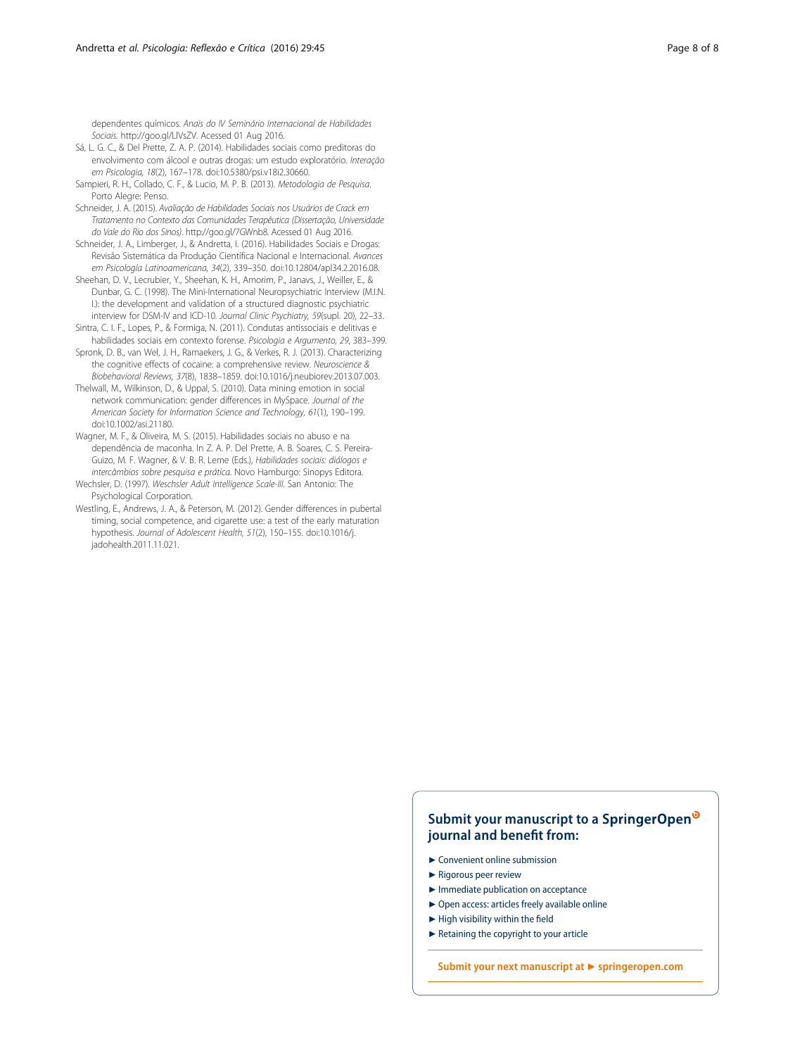dependentes químicos. *Anais do IV Seminário Internacional de Habilidades Sociais.* http://goo.gl/LIVsZV. Acessed 01 Aug 2016.

Sá, L. G. C., & Del Prette, Z. A. P. (2014). Habilidades sociais como preditoras do envolvimento com álcool e outras drogas: um estudo exploratório. *Interação em Psicologia, 18*(2), 167–178. doi:10.5380/psi.v18i2.30660.

Sampieri, R. H., Collado, C. F., & Lucio, M. P. B. (2013). *Metodologia de Pesquisa*. Porto Alegre: Penso.

Schneider, J. A. (2015). *Avaliação de Habilidades Sociais nos Usuários de Crack em Tratamento no Contexto das Comunidades Terapêutica (Dissertação, Universidade do Vale do Rio dos Sinos)*. http://goo.gl/7GWnb8. Acessed 01 Aug 2016.

Schneider, J. A., Limberger, J., & Andretta, I. (2016). Habilidades Sociais e Drogas: Revisão Sistemática da Produção Científica Nacional e Internacional. *Avances em Psicología Latinoamericana, 34*(2), 339–350. doi:10.12804/apl34.2.2016.08.

Sheehan, D. V., Lecrubier, Y., Sheehan, K. H., Amorim, P., Janavs, J., Weiller, E., & Dunbar, G. C. (1998). The Mini-International Neuropsychiatric Interview (M.I.N.I.): the development and validation of a structured diagnostic psychiatric interview for DSM-IV and ICD-10. *Journal Clinic Psychiatry, 59*(supl. 20), 22–33.

Sintra, C. I. F., Lopes, P., & Formiga, N. (2011). Condutas antissociais e delitivas e habilidades sociais em contexto forense. *Psicologia e Argumento, 29*, 383–399.

Spronk, D. B., van Wel, J. H., Ramaekers, J. G., & Verkes, R. J. (2013). Characterizing the cognitive effects of cocaine: a comprehensive review. *Neuroscience & Biobehavioral Reviews, 37*(8), 1838–1859. doi:10.1016/j.neubiorev.2013.07.003.

Thelwall, M., Wilkinson, D., & Uppal, S. (2010). Data mining emotion in social network communication: gender differences in MySpace. *Journal of the American Society for Information Science and Technology, 61*(1), 190–199. doi:10.1002/asi.21180.

Wagner, M. F., & Oliveira, M. S. (2015). Habilidades sociais no abuso e na dependência de maconha. In Z. A. P. Del Prette, A. B. Soares, C. S. Pereira-Guizo, M. F. Wagner, & V. B. R. Leme (Eds.), *Habilidades sociais: diálogos e intercâmbios sobre pesquisa e prática*. Novo Hamburgo: Sinopys Editora.

Wechsler, D. (1997). *Weschsler Adult Intelligence Scale-III*. San Antonio: The Psychological Corporation.

Westling, E., Andrews, J. A., & Peterson, M. (2012). Gender differences in pubertal timing, social competence, and cigarette use: a test of the early maturation hypothesis. *Journal of Adolescent Health, 51*(2), 150–155. doi:10.1016/j.jadohealth.2011.11.021.

**Submit your manuscript to a SpringerOpen journal and benefit from:**

- ► Convenient online submission
- ► Rigorous peer review
- ► Immediate publication on acceptance
- ► Open access: articles freely available online
- ► High visibility within the field
- ► Retaining the copyright to your article

**Submit your next manuscript at ► springeropen.com**